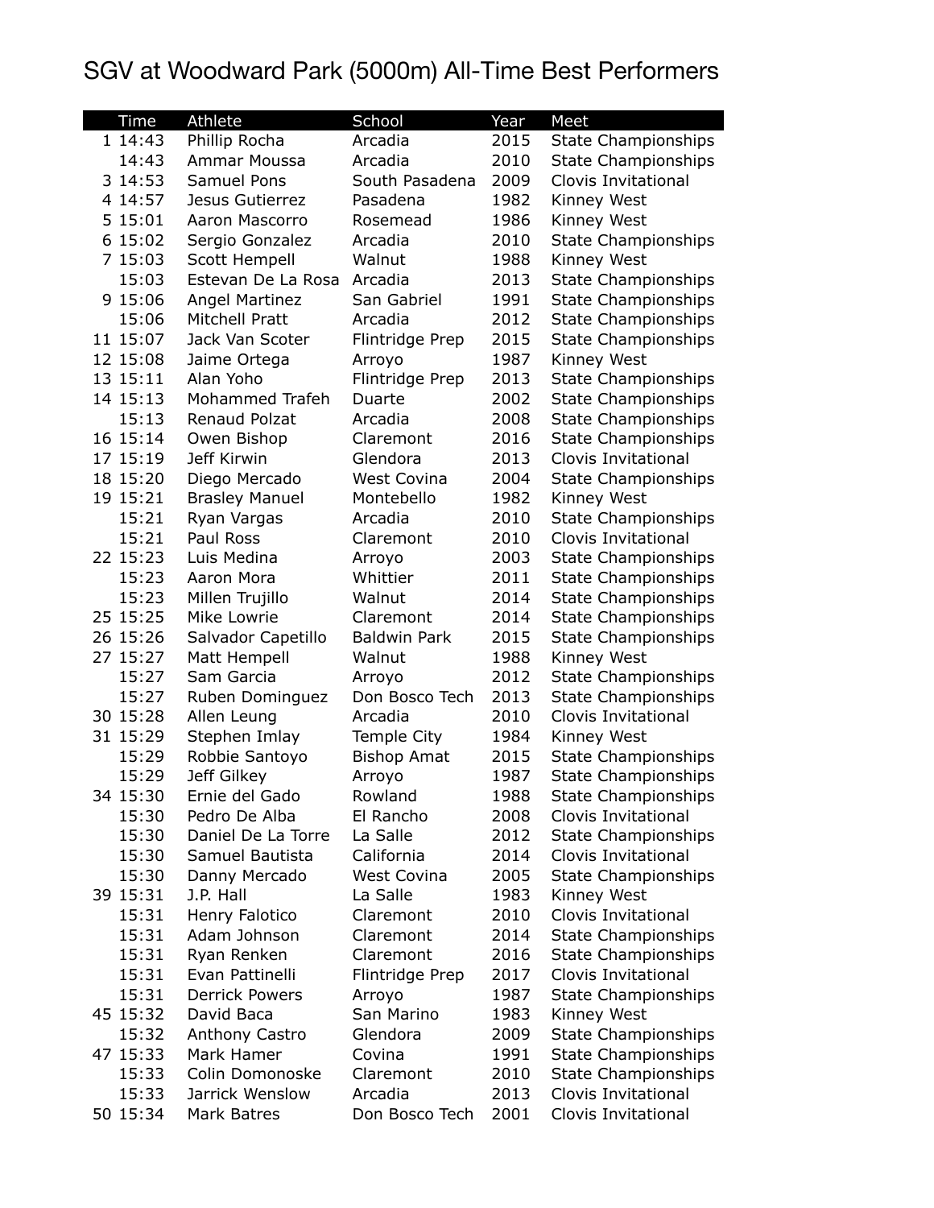# SGV at Woodward Park (5000m) All-Time Best Performers

| | Time | Athlete | School | Year | Meet |
|---|---|---|---|---|---|
| 1 | 14:43 | Phillip Rocha | Arcadia | 2015 | State Championships |
| | 14:43 | Ammar Moussa | Arcadia | 2010 | State Championships |
| 3 | 14:53 | Samuel Pons | South Pasadena | 2009 | Clovis Invitational |
| 4 | 14:57 | Jesus Gutierrez | Pasadena | 1982 | Kinney West |
| 5 | 15:01 | Aaron Mascorro | Rosemead | 1986 | Kinney West |
| 6 | 15:02 | Sergio Gonzalez | Arcadia | 2010 | State Championships |
| 7 | 15:03 | Scott Hempell | Walnut | 1988 | Kinney West |
| | 15:03 | Estevan De La Rosa | Arcadia | 2013 | State Championships |
| 9 | 15:06 | Angel Martinez | San Gabriel | 1991 | State Championships |
| | 15:06 | Mitchell Pratt | Arcadia | 2012 | State Championships |
| 11 | 15:07 | Jack Van Scoter | Flintridge Prep | 2015 | State Championships |
| 12 | 15:08 | Jaime Ortega | Arroyo | 1987 | Kinney West |
| 13 | 15:11 | Alan Yoho | Flintridge Prep | 2013 | State Championships |
| 14 | 15:13 | Mohammed Trafeh | Duarte | 2002 | State Championships |
| | 15:13 | Renaud Polzat | Arcadia | 2008 | State Championships |
| 16 | 15:14 | Owen Bishop | Claremont | 2016 | State Championships |
| 17 | 15:19 | Jeff Kirwin | Glendora | 2013 | Clovis Invitational |
| 18 | 15:20 | Diego Mercado | West Covina | 2004 | State Championships |
| 19 | 15:21 | Brasley Manuel | Montebello | 1982 | Kinney West |
| | 15:21 | Ryan Vargas | Arcadia | 2010 | State Championships |
| | 15:21 | Paul Ross | Claremont | 2010 | Clovis Invitational |
| 22 | 15:23 | Luis Medina | Arroyo | 2003 | State Championships |
| | 15:23 | Aaron Mora | Whittier | 2011 | State Championships |
| | 15:23 | Millen Trujillo | Walnut | 2014 | State Championships |
| 25 | 15:25 | Mike Lowrie | Claremont | 2014 | State Championships |
| 26 | 15:26 | Salvador Capetillo | Baldwin Park | 2015 | State Championships |
| 27 | 15:27 | Matt Hempell | Walnut | 1988 | Kinney West |
| | 15:27 | Sam Garcia | Arroyo | 2012 | State Championships |
| | 15:27 | Ruben Dominguez | Don Bosco Tech | 2013 | State Championships |
| 30 | 15:28 | Allen Leung | Arcadia | 2010 | Clovis Invitational |
| 31 | 15:29 | Stephen Imlay | Temple City | 1984 | Kinney West |
| | 15:29 | Robbie Santoyo | Bishop Amat | 2015 | State Championships |
| | 15:29 | Jeff Gilkey | Arroyo | 1987 | State Championships |
| 34 | 15:30 | Ernie del Gado | Rowland | 1988 | State Championships |
| | 15:30 | Pedro De Alba | El Rancho | 2008 | Clovis Invitational |
| | 15:30 | Daniel De La Torre | La Salle | 2012 | State Championships |
| | 15:30 | Samuel Bautista | California | 2014 | Clovis Invitational |
| | 15:30 | Danny Mercado | West Covina | 2005 | State Championships |
| 39 | 15:31 | J.P. Hall | La Salle | 1983 | Kinney West |
| | 15:31 | Henry Falotico | Claremont | 2010 | Clovis Invitational |
| | 15:31 | Adam Johnson | Claremont | 2014 | State Championships |
| | 15:31 | Ryan Renken | Claremont | 2016 | State Championships |
| | 15:31 | Evan Pattinelli | Flintridge Prep | 2017 | Clovis Invitational |
| | 15:31 | Derrick Powers | Arroyo | 1987 | State Championships |
| 45 | 15:32 | David Baca | San Marino | 1983 | Kinney West |
| | 15:32 | Anthony Castro | Glendora | 2009 | State Championships |
| 47 | 15:33 | Mark Hamer | Covina | 1991 | State Championships |
| | 15:33 | Colin Domonoske | Claremont | 2010 | State Championships |
| | 15:33 | Jarrick Wenslow | Arcadia | 2013 | Clovis Invitational |
| 50 | 15:34 | Mark Batres | Don Bosco Tech | 2001 | Clovis Invitational |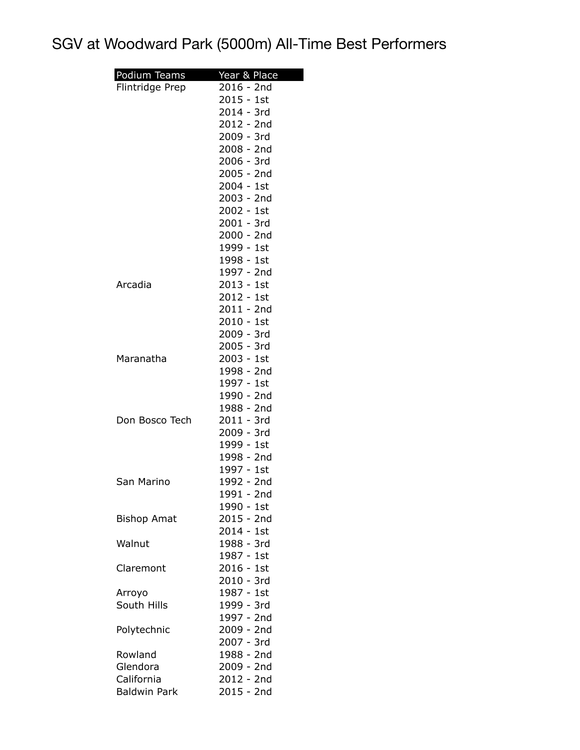# SGV at Woodward Park (5000m) All-Time Best Performers

| Podium Teams | Year & Place |
| --- | --- |
| Flintridge Prep | 2016 - 2nd |
| | 2015 - 1st |
| | 2014 - 3rd |
| | 2012 - 2nd |
| | 2009 - 3rd |
| | 2008 - 2nd |
| | 2006 - 3rd |
| | 2005 - 2nd |
| | 2004 - 1st |
| | 2003 - 2nd |
| | 2002 - 1st |
| | 2001 - 3rd |
| | 2000 - 2nd |
| | 1999 - 1st |
| | 1998 - 1st |
| | 1997 - 2nd |
| Arcadia | 2013 - 1st |
| | 2012 - 1st |
| | 2011 - 2nd |
| | 2010 - 1st |
| | 2009 - 3rd |
| | 2005 - 3rd |
| Maranatha | 2003 - 1st |
| | 1998 - 2nd |
| | 1997 - 1st |
| | 1990 - 2nd |
| | 1988 - 2nd |
| Don Bosco Tech | 2011 - 3rd |
| | 2009 - 3rd |
| | 1999 - 1st |
| | 1998 - 2nd |
| | 1997 - 1st |
| San Marino | 1992 - 2nd |
| | 1991 - 2nd |
| | 1990 - 1st |
| Bishop Amat | 2015 - 2nd |
| | 2014 - 1st |
| Walnut | 1988 - 3rd |
| | 1987 - 1st |
| Claremont | 2016 - 1st |
| | 2010 - 3rd |
| Arroyo | 1987 - 1st |
| South Hills | 1999 - 3rd |
| | 1997 - 2nd |
| Polytechnic | 2009 - 2nd |
| | 2007 - 3rd |
| Rowland | 1988 - 2nd |
| Glendora | 2009 - 2nd |
| California | 2012 - 2nd |
| Baldwin Park | 2015 - 2nd |